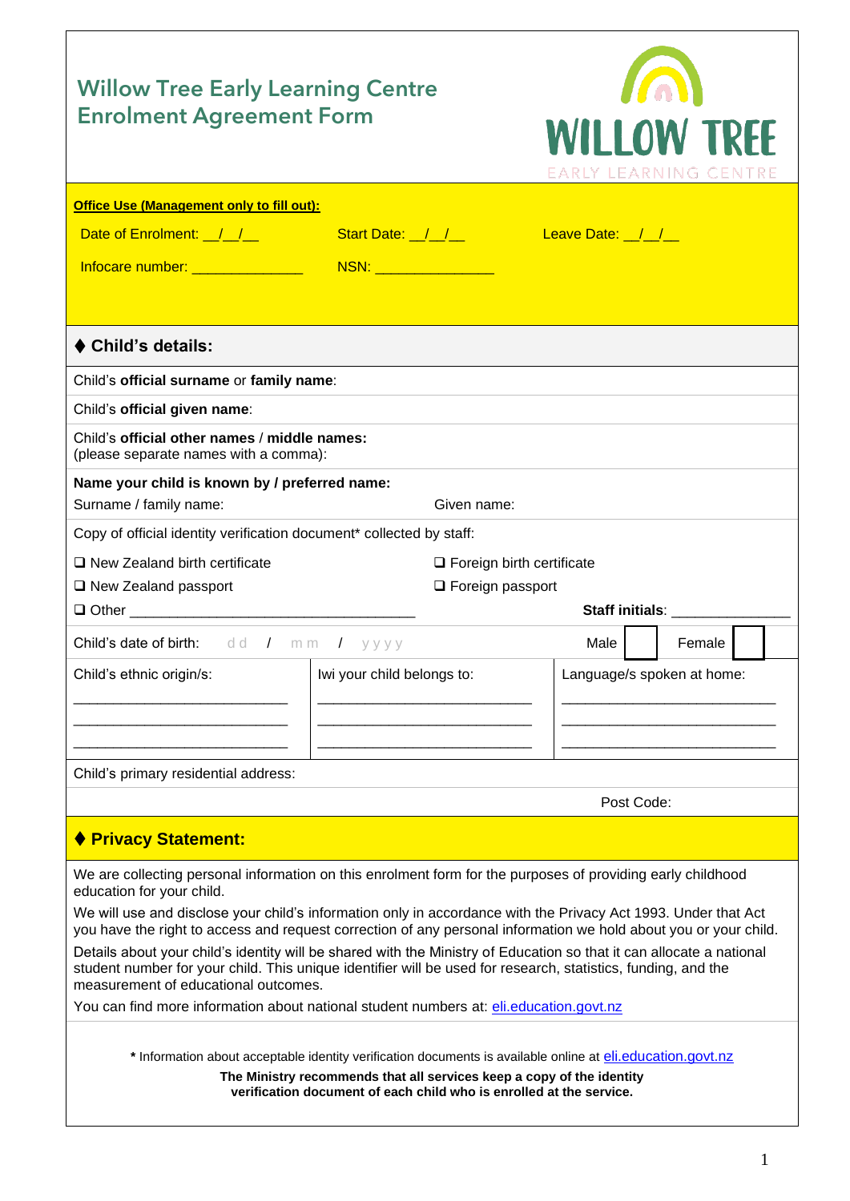# Willow Tree Early Learning Centre Enrolment Agreement Form

WILLOW TREE
EARLY LEARNING CENTRE

**Office Use (Management only to fill out):**

Date of Enrolment: __/__/__ Start Date: __/__/__ Leave Date: __/__/__

Infocare number: ______________ NSN: _______________

## ♦ Child's details:

Child's **official surname** or **family name**:

Child's **official given name**:

Child's **official other names** / **middle names:**
(please separate names with a comma):

**Name your child is known by / preferred name:**

Surname / family name: Given name:

Copy of official identity verification document* collected by staff:

- ❑ New Zealand birth certificate
- ❑ Foreign birth certificate
- ❑ New Zealand passport
- ❑ Foreign passport
- ❑ Other ____________________________________

**Staff initials**: _______________

Child's date of birth: dd / mm / yyyy Male ☐ Female ☐

| Child's ethnic origin/s: | Iwi your child belongs to: | Language/s spoken at home: |
|---|---|---|
| ___________________________ | ___________________________ | ___________________________ |
| ___________________________ | ___________________________ | ___________________________ |
| ___________________________ | ___________________________ | ___________________________ |

Child's primary residential address:

Post Code:

## ♦ Privacy Statement:

We are collecting personal information on this enrolment form for the purposes of providing early childhood education for your child.

We will use and disclose your child's information only in accordance with the Privacy Act 1993. Under that Act you have the right to access and request correction of any personal information we hold about you or your child.

Details about your child's identity will be shared with the Ministry of Education so that it can allocate a national student number for your child. This unique identifier will be used for research, statistics, funding, and the measurement of educational outcomes.

You can find more information about national student numbers at: eli.education.govt.nz

**\*** Information about acceptable identity verification documents is available online at eli.education.govt.nz

**The Ministry recommends that all services keep a copy of the identity verification document of each child who is enrolled at the service.**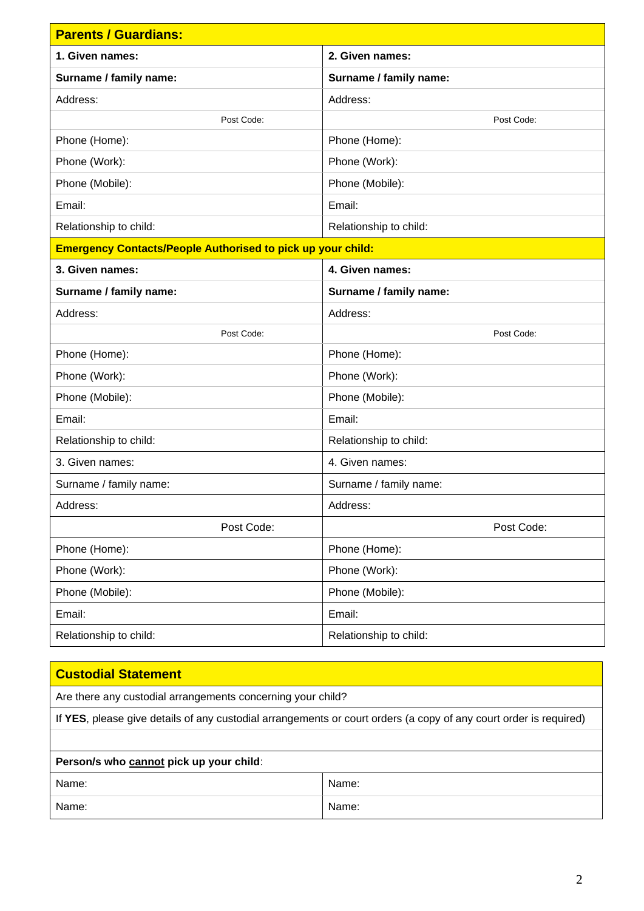| **Parents / Guardians:** | |
|---|---|
| **1. Given names:** | **2. Given names:** |
| **Surname / family name:** | **Surname / family name:** |
| Address: | Address: |
| Post Code: | Post Code: |
| Phone (Home): | Phone (Home): |
| Phone (Work): | Phone (Work): |
| Phone (Mobile): | Phone (Mobile): |
| Email: | Email: |
| Relationship to child: | Relationship to child: |
| **Emergency Contacts/People Authorised to pick up your child:** | |
| **3. Given names:** | **4. Given names:** |
| **Surname / family name:** | **Surname / family name:** |
| Address: | Address: |
| Post Code: | Post Code: |
| Phone (Home): | Phone (Home): |
| Phone (Work): | Phone (Work): |
| Phone (Mobile): | Phone (Mobile): |
| Email: | Email: |
| Relationship to child: | Relationship to child: |
| 3. Given names: | 4. Given names: |
| Surname / family name: | Surname / family name: |
| Address: | Address: |
| Post Code: | Post Code: |
| Phone (Home): | Phone (Home): |
| Phone (Work): | Phone (Work): |
| Phone (Mobile): | Phone (Mobile): |
| Email: | Email: |
| Relationship to child: | Relationship to child: |

| **Custodial Statement** | |
|---|---|
| Are there any custodial arrangements concerning your child? | |
| If **YES**, please give details of any custodial arrangements or court orders (a copy of any court order is required) | |
| | |
| **Person/s who <u>cannot</u> pick up your child**: | |
| Name: | Name: |
| Name: | Name: |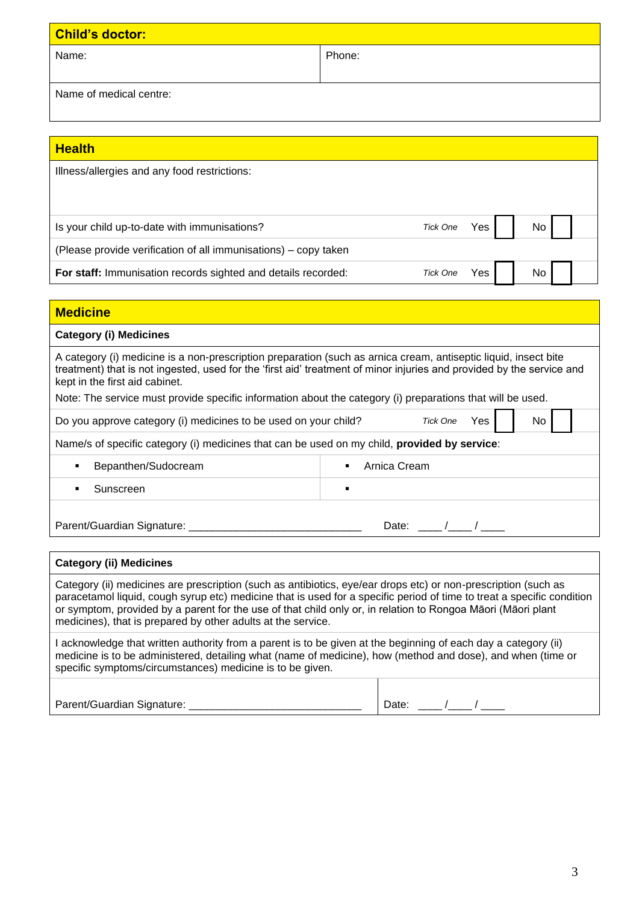## Child's doctor:

| Name: | Phone: |
|---|---|
| Name of medical centre: | |

## Health

Illness/allergies and any food restrictions:

| | | | | | |
|---|---|---|---|---|---|
| Is your child up-to-date with immunisations? | *Tick One* | Yes | ☐ | No | ☐ |
| (Please provide verification of all immunisations) – copy taken | | | | | |
| **For staff:** Immunisation records sighted and details recorded: | *Tick One* | Yes | ☐ | No | ☐ |

## Medicine

### Category (i) Medicines

A category (i) medicine is a non-prescription preparation (such as arnica cream, antiseptic liquid, insect bite treatment) that is not ingested, used for the 'first aid' treatment of minor injuries and provided by the service and kept in the first aid cabinet.

Note: The service must provide specific information about the category (i) preparations that will be used.

| | | | | | |
|---|---|---|---|---|---|
| Do you approve category (i) medicines to be used on your child? | *Tick One* | Yes | ☐ | No | ☐ |

Name/s of specific category (i) medicines that can be used on my child, **provided by service**:

| | |
|---|---|
| ▪ Bepanthen/Sudocream | ▪ Arnica Cream |
| ▪ Sunscreen | ▪ |

Parent/Guardian Signature: ____________________________ Date: ____ /____ / ____

### Category (ii) Medicines

Category (ii) medicines are prescription (such as antibiotics, eye/ear drops etc) or non-prescription (such as paracetamol liquid, cough syrup etc) medicine that is used for a specific period of time to treat a specific condition or symptom, provided by a parent for the use of that child only or, in relation to Rongoa Māori (Māori plant medicines), that is prepared by other adults at the service.

I acknowledge that written authority from a parent is to be given at the beginning of each day a category (ii) medicine is to be administered, detailing what (name of medicine), how (method and dose), and when (time or specific symptoms/circumstances) medicine is to be given.

Parent/Guardian Signature: ____________________________ Date: ____ /____ / ____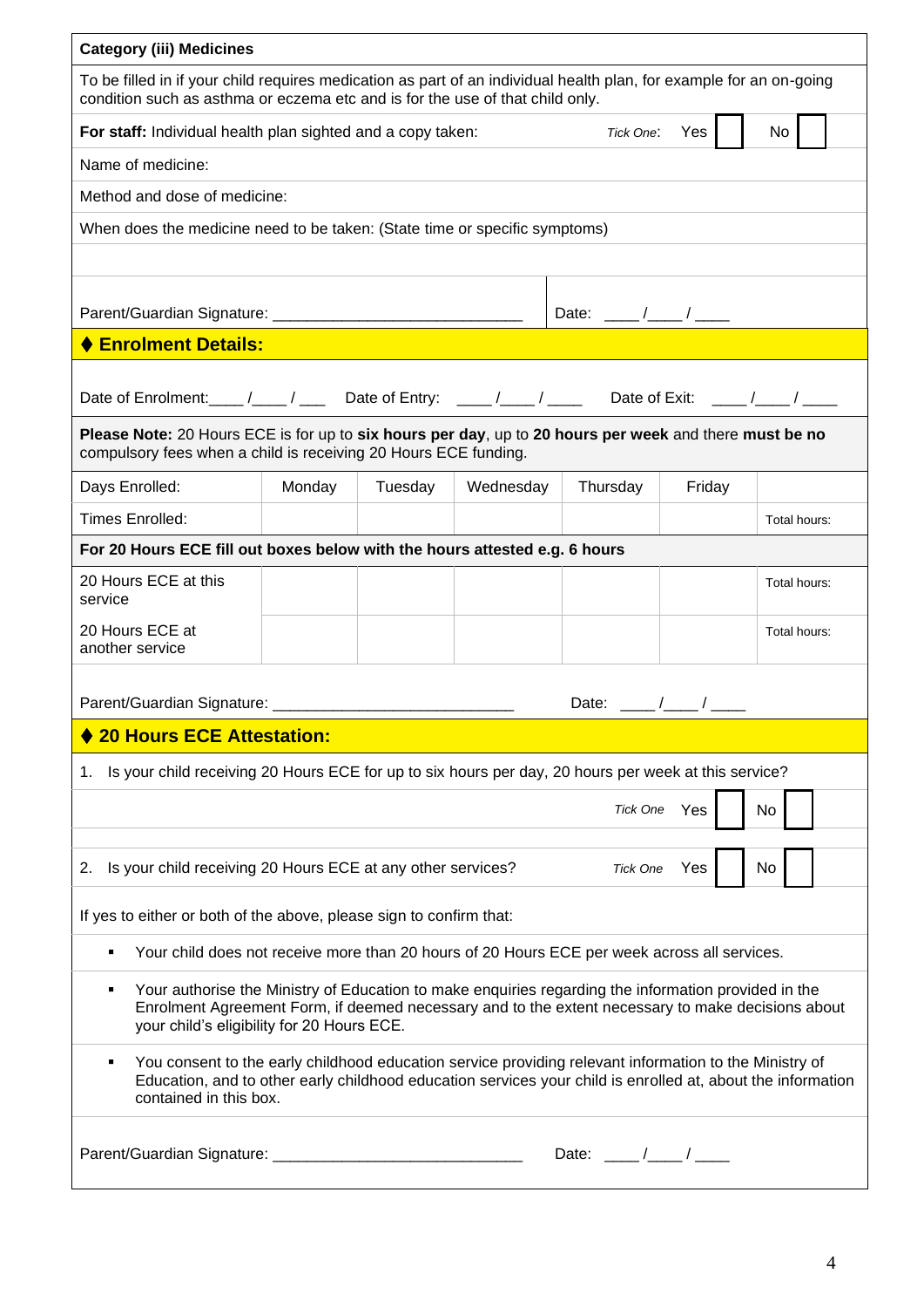**Category (iii) Medicines**

To be filled in if your child requires medication as part of an individual health plan, for example for an on-going condition such as asthma or eczema etc and is for the use of that child only.

**For staff:** Individual health plan sighted and a copy taken: *Tick One*: Yes ☐ No ☐

Name of medicine:

Method and dose of medicine:

When does the medicine need to be taken: (State time or specific symptoms)

Parent/Guardian Signature: ____________________________ Date: ____/____/____

## ♦ Enrolment Details:

Date of Enrolment:____/____/___ Date of Entry: ____/____/____ Date of Exit: ____/____/____

**Please Note:** 20 Hours ECE is for up to **six hours per day**, up to **20 hours per week** and there **must be no** compulsory fees when a child is receiving 20 Hours ECE funding.

| Days Enrolled: | Monday | Tuesday | Wednesday | Thursday | Friday | |
|---|---|---|---|---|---|---|
| Times Enrolled: | | | | | | Total hours: |
| **For 20 Hours ECE fill out boxes below with the hours attested e.g. 6 hours** | | | | | | |
| 20 Hours ECE at this service | | | | | | Total hours: |
| 20 Hours ECE at another service | | | | | | Total hours: |

Parent/Guardian Signature: ____________________________ Date: ____/____/____

## ♦ 20 Hours ECE Attestation:

1. Is your child receiving 20 Hours ECE for up to six hours per day, 20 hours per week at this service?

   *Tick One* Yes ☐ No ☐

2. Is your child receiving 20 Hours ECE at any other services? *Tick One* Yes ☐ No ☐

If yes to either or both of the above, please sign to confirm that:

- Your child does not receive more than 20 hours of 20 Hours ECE per week across all services.
- Your authorise the Ministry of Education to make enquiries regarding the information provided in the Enrolment Agreement Form, if deemed necessary and to the extent necessary to make decisions about your child's eligibility for 20 Hours ECE.
- You consent to the early childhood education service providing relevant information to the Ministry of Education, and to other early childhood education services your child is enrolled at, about the information contained in this box.

Parent/Guardian Signature: ____________________________ Date: ____/____/____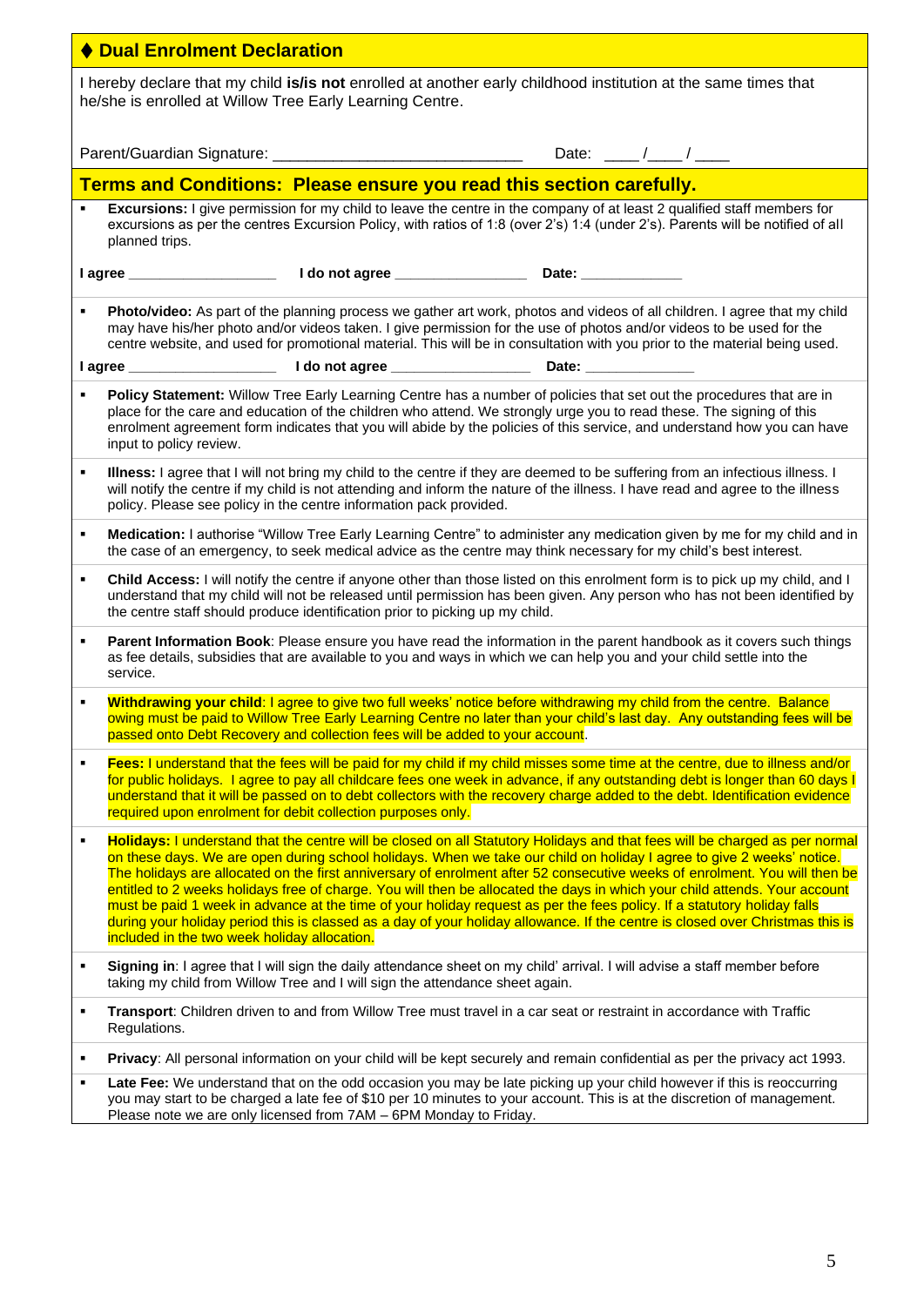## ◆ Dual Enrolment Declaration

I hereby declare that my child **is/is not** enrolled at another early childhood institution at the same times that he/she is enrolled at Willow Tree Early Learning Centre.

Parent/Guardian Signature: ____________________________ Date: ____/____/____

## Terms and Conditions: Please ensure you read this section carefully.

- **Excursions:** I give permission for my child to leave the centre in the company of at least 2 qualified staff members for excursions as per the centres Excursion Policy, with ratios of 1:8 (over 2's) 1:4 (under 2's). Parents will be notified of all planned trips.

**I agree** __________________ **I do not agree** ________________ **Date:** ____________

- **Photo/video:** As part of the planning process we gather art work, photos and videos of all children. I agree that my child may have his/her photo and/or videos taken. I give permission for the use of photos and/or videos to be used for the centre website, and used for promotional material. This will be in consultation with you prior to the material being used.

**I agree** __________________ **I do not agree** ________________ **Date:** ____________

- **Policy Statement:** Willow Tree Early Learning Centre has a number of policies that set out the procedures that are in place for the care and education of the children who attend. We strongly urge you to read these. The signing of this enrolment agreement form indicates that you will abide by the policies of this service, and understand how you can have input to policy review.
- **Illness:** I agree that I will not bring my child to the centre if they are deemed to be suffering from an infectious illness. I will notify the centre if my child is not attending and inform the nature of the illness. I have read and agree to the illness policy. Please see policy in the centre information pack provided.
- **Medication:** I authorise "Willow Tree Early Learning Centre" to administer any medication given by me for my child and in the case of an emergency, to seek medical advice as the centre may think necessary for my child's best interest.
- **Child Access:** I will notify the centre if anyone other than those listed on this enrolment form is to pick up my child, and I understand that my child will not be released until permission has been given. Any person who has not been identified by the centre staff should produce identification prior to picking up my child.
- **Parent Information Book**: Please ensure you have read the information in the parent handbook as it covers such things as fee details, subsidies that are available to you and ways in which we can help you and your child settle into the service.
- **Withdrawing your child**: I agree to give two full weeks' notice before withdrawing my child from the centre. Balance owing must be paid to Willow Tree Early Learning Centre no later than your child's last day. Any outstanding fees will be passed onto Debt Recovery and collection fees will be added to your account.
- **Fees:** I understand that the fees will be paid for my child if my child misses some time at the centre, due to illness and/or for public holidays. I agree to pay all childcare fees one week in advance, if any outstanding debt is longer than 60 days I understand that it will be passed on to debt collectors with the recovery charge added to the debt. Identification evidence required upon enrolment for debit collection purposes only.
- **Holidays:** I understand that the centre will be closed on all Statutory Holidays and that fees will be charged as per normal on these days. We are open during school holidays. When we take our child on holiday I agree to give 2 weeks' notice. The holidays are allocated on the first anniversary of enrolment after 52 consecutive weeks of enrolment. You will then be entitled to 2 weeks holidays free of charge. You will then be allocated the days in which your child attends. Your account must be paid 1 week in advance at the time of your holiday request as per the fees policy. If a statutory holiday falls during your holiday period this is classed as a day of your holiday allowance. If the centre is closed over Christmas this is included in the two week holiday allocation.
- **Signing in**: I agree that I will sign the daily attendance sheet on my child' arrival. I will advise a staff member before taking my child from Willow Tree and I will sign the attendance sheet again.
- **Transport**: Children driven to and from Willow Tree must travel in a car seat or restraint in accordance with Traffic Regulations.
- **Privacy**: All personal information on your child will be kept securely and remain confidential as per the privacy act 1993.
- **Late Fee:** We understand that on the odd occasion you may be late picking up your child however if this is reoccurring you may start to be charged a late fee of $10 per 10 minutes to your account. This is at the discretion of management. Please note we are only licensed from 7AM – 6PM Monday to Friday.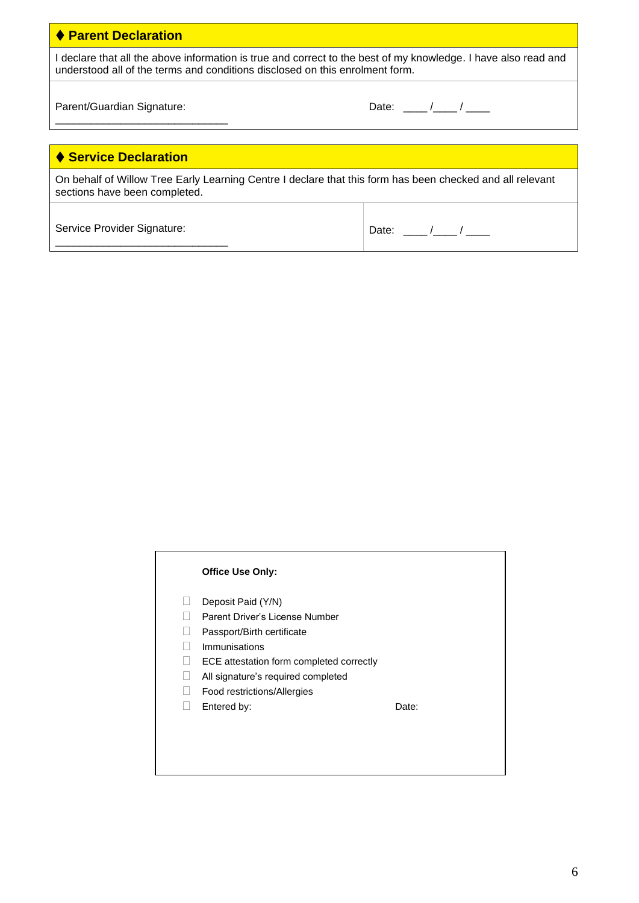## ♦ Parent Declaration

I declare that all the above information is true and correct to the best of my knowledge. I have also read and understood all of the terms and conditions disclosed on this enrolment form.

Parent/Guardian Signature: ____________________________

Date: ____ /____ / ____

## ♦ Service Declaration

On behalf of Willow Tree Early Learning Centre I declare that this form has been checked and all relevant sections have been completed.

Service Provider Signature: ____________________________

Date: ____ /____ / ____

**Office Use Only:**

- ☐ Deposit Paid (Y/N)
- ☐ Parent Driver's License Number
- ☐ Passport/Birth certificate
- ☐ Immunisations
- ☐ ECE attestation form completed correctly
- ☐ All signature's required completed
- ☐ Food restrictions/Allergies
- ☐ Entered by: Date: